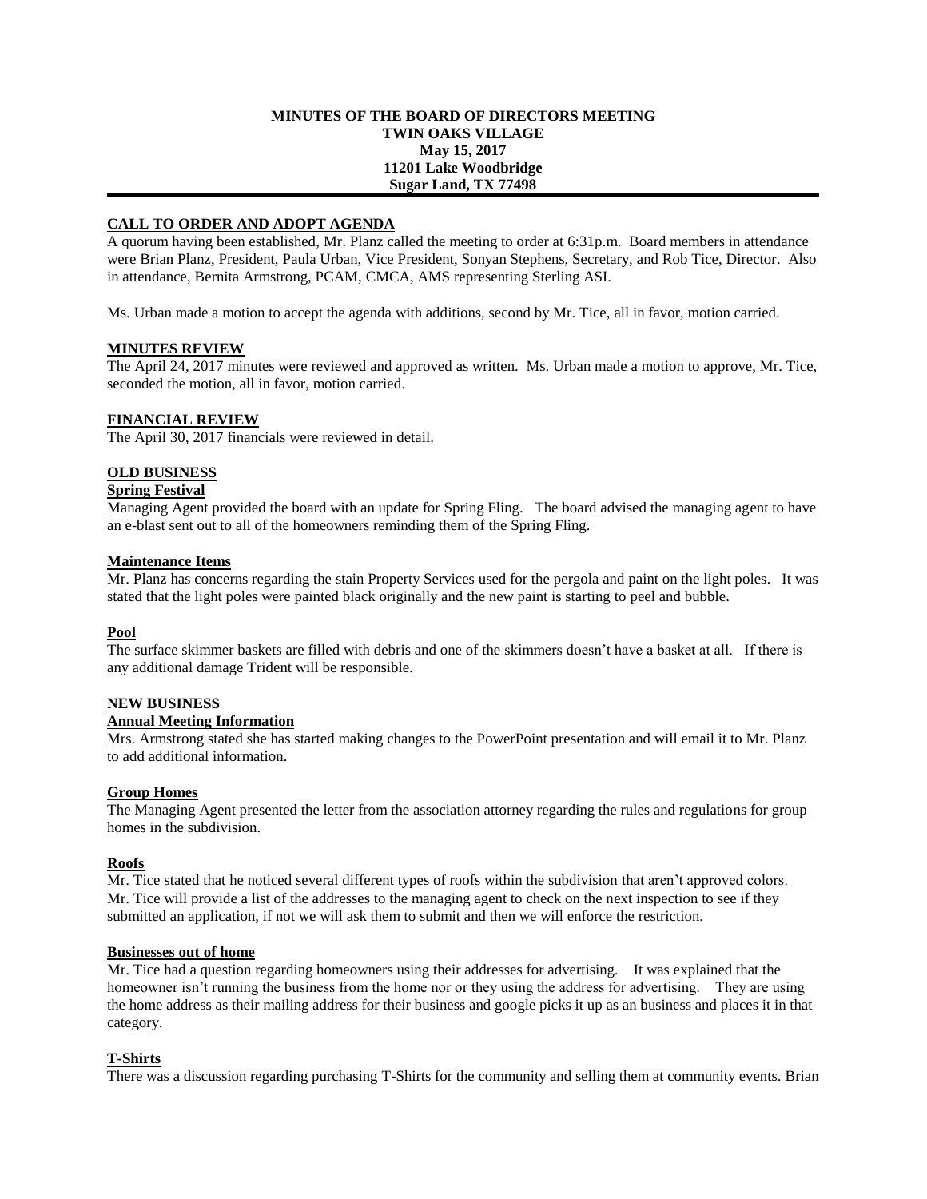**MINUTES OF THE BOARD OF DIRECTORS MEETING**
**TWIN OAKS VILLAGE**
**May 15, 2017**
**11201 Lake Woodbridge**
**Sugar Land, TX 77498**

---

## CALL TO ORDER AND ADOPT AGENDA

A quorum having been established, Mr. Planz called the meeting to order at 6:31p.m. Board members in attendance were Brian Planz, President, Paula Urban, Vice President, Sonyan Stephens, Secretary, and Rob Tice, Director. Also in attendance, Bernita Armstrong, PCAM, CMCA, AMS representing Sterling ASI.

Ms. Urban made a motion to accept the agenda with additions, second by Mr. Tice, all in favor, motion carried.

## MINUTES REVIEW

The April 24, 2017 minutes were reviewed and approved as written. Ms. Urban made a motion to approve, Mr. Tice, seconded the motion, all in favor, motion carried.

## FINANCIAL REVIEW

The April 30, 2017 financials were reviewed in detail.

## OLD BUSINESS

### Spring Festival

Managing Agent provided the board with an update for Spring Fling. The board advised the managing agent to have an e-blast sent out to all of the homeowners reminding them of the Spring Fling.

### Maintenance Items

Mr. Planz has concerns regarding the stain Property Services used for the pergola and paint on the light poles. It was stated that the light poles were painted black originally and the new paint is starting to peel and bubble.

### Pool

The surface skimmer baskets are filled with debris and one of the skimmers doesn't have a basket at all. If there is any additional damage Trident will be responsible.

## NEW BUSINESS

### Annual Meeting Information

Mrs. Armstrong stated she has started making changes to the PowerPoint presentation and will email it to Mr. Planz to add additional information.

### Group Homes

The Managing Agent presented the letter from the association attorney regarding the rules and regulations for group homes in the subdivision.

### Roofs

Mr. Tice stated that he noticed several different types of roofs within the subdivision that aren't approved colors. Mr. Tice will provide a list of the addresses to the managing agent to check on the next inspection to see if they submitted an application, if not we will ask them to submit and then we will enforce the restriction.

### Businesses out of home

Mr. Tice had a question regarding homeowners using their addresses for advertising. It was explained that the homeowner isn't running the business from the home nor or they using the address for advertising. They are using the home address as their mailing address for their business and google picks it up as an business and places it in that category.

### T-Shirts

There was a discussion regarding purchasing T-Shirts for the community and selling them at community events. Brian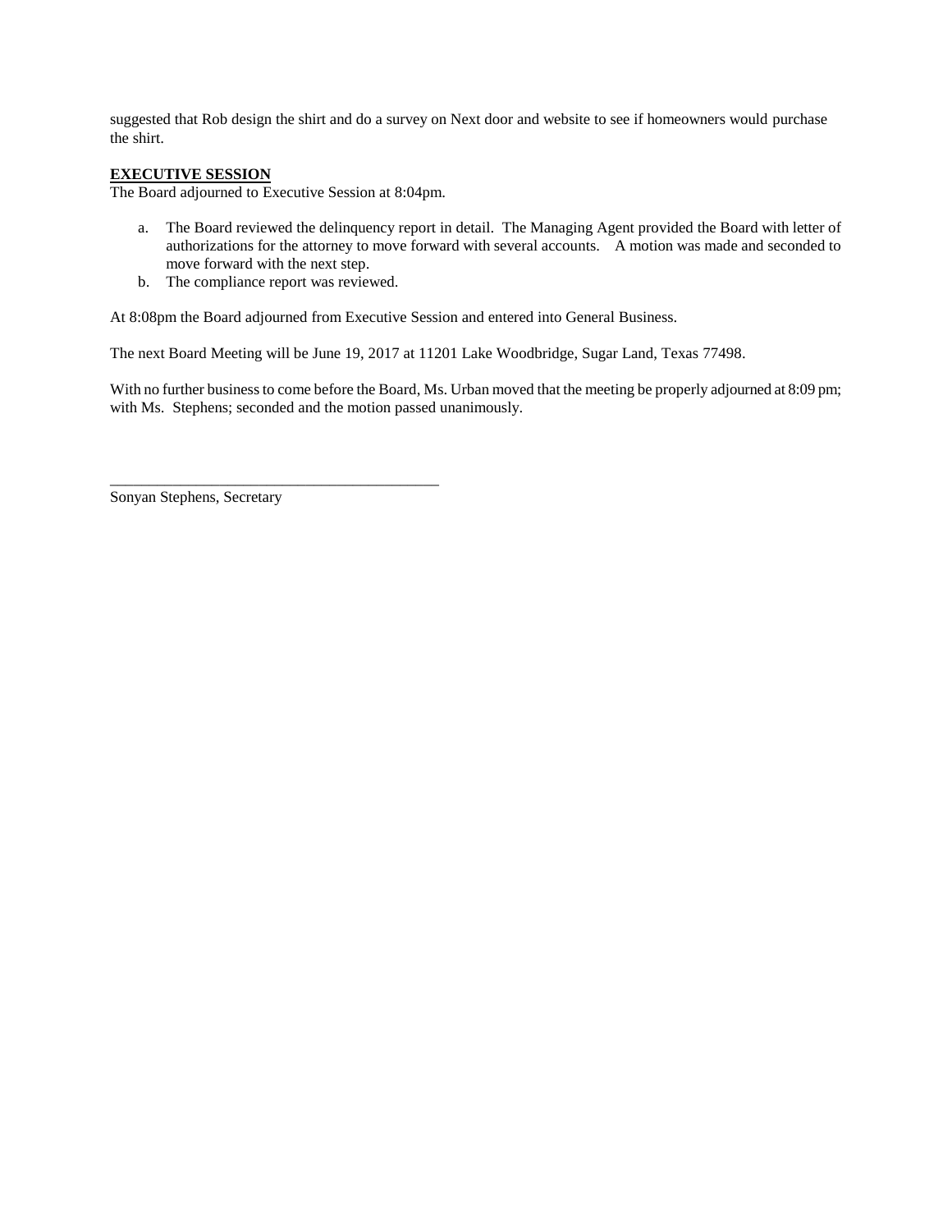suggested that Rob design the shirt and do a survey on Next door and website to see if homeowners would purchase the shirt.

**EXECUTIVE SESSION**

The Board adjourned to Executive Session at 8:04pm.

a. The Board reviewed the delinquency report in detail. The Managing Agent provided the Board with letter of authorizations for the attorney to move forward with several accounts. A motion was made and seconded to move forward with the next step.
b. The compliance report was reviewed.

At 8:08pm the Board adjourned from Executive Session and entered into General Business.

The next Board Meeting will be June 19, 2017 at 11201 Lake Woodbridge, Sugar Land, Texas 77498.

With no further business to come before the Board, Ms. Urban moved that the meeting be properly adjourned at 8:09 pm; with Ms. Stephens; seconded and the motion passed unanimously.

\_\_\_\_\_\_\_\_\_\_\_\_\_\_\_\_\_\_\_\_\_\_\_\_\_\_\_\_\_\_\_\_\_\_\_\_\_\_\_\_\_\_\_\_

Sonyan Stephens, Secretary